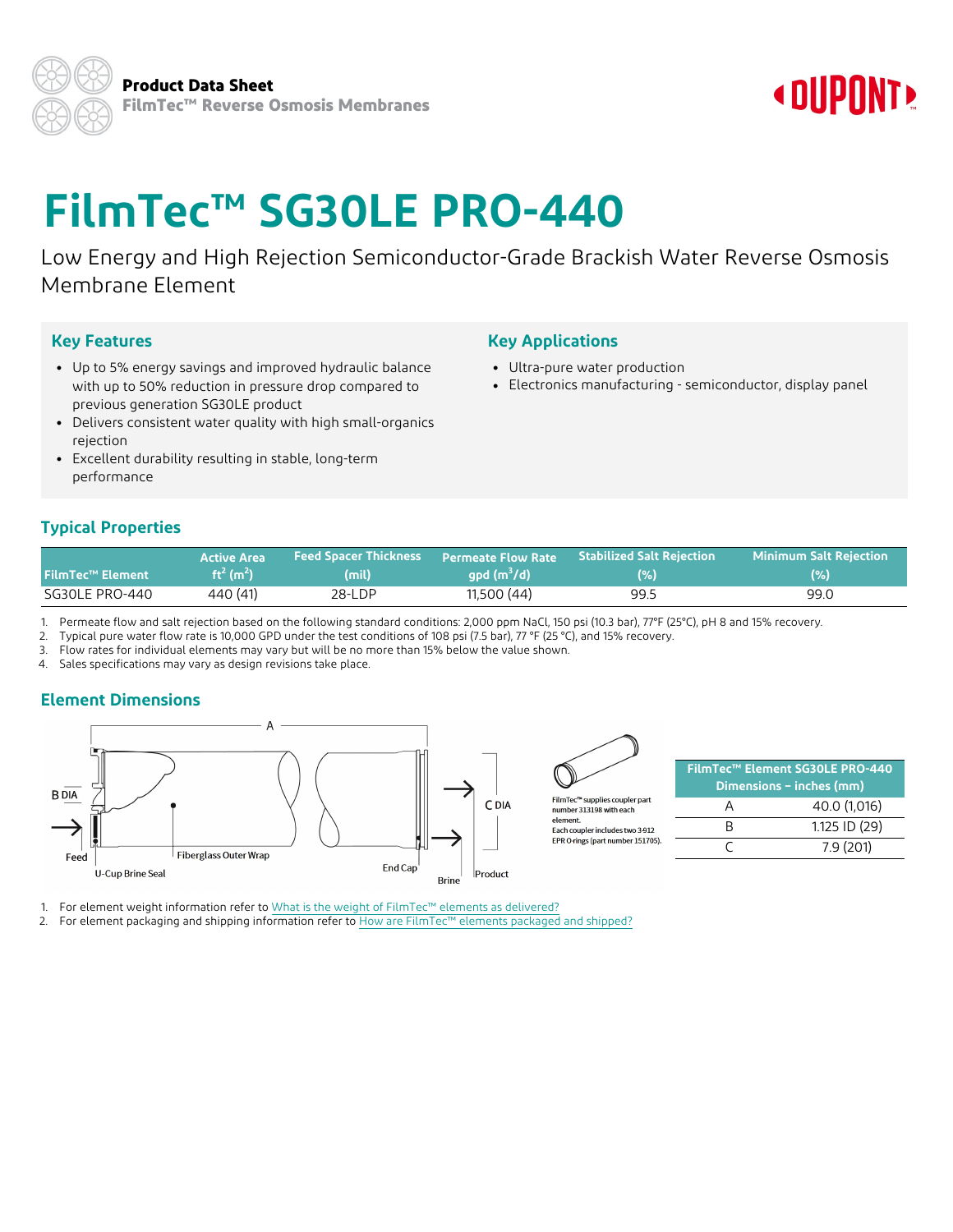Product Data Sheet

FilmTec™ Reverse Osmosis Membranes

# FilmTec™ SG30LE PRO-440

Low Energy and High Rejection Semiconductor-Grade Brackish Water Reverse Osmosis Membrane Element

## Key Features

- Up to 5% energy savings and improved hydraulic balance with up to 50% reduction in pressure drop compared to previous generation SG30LE product
- Delivers consistent water quality with high small-organics rejection
- Excellent durability resulting in stable, long-term performance

## Key Applications

- Ultra-pure water production
- Electronics manufacturing - semiconductor, display panel

## Typical Properties

| FilmTec™ Element | Active Area ft$^2$ (m$^2$) | Feed Spacer Thickness (mil) | Permeate Flow Rate gpd (m$^3$/d) | Stabilized Salt Rejection (%) | Minimum Salt Rejection (%) |
|---|---|---|---|---|---|
| SG30LE PRO-440 | 440 (41) | 28-LDP | 11,500 (44) | 99.5 | 99.0 |

1. Permeate flow and salt rejection based on the following standard conditions: 2,000 ppm NaCl, 150 psi (10.3 bar), 77°F (25°C), pH 8 and 15% recovery.
2. Typical pure water flow rate is 10,000 GPD under the test conditions of 108 psi (7.5 bar), 77 °F (25 °C), and 15% recovery.
3. Flow rates for individual elements may vary but will be no more than 15% below the value shown.
4. Sales specifications may vary as design revisions take place.

## Element Dimensions

A

B DIA

C DIA

Feed

U-Cup Brine Seal

Fiberglass Outer Wrap

End Cap

Brine

Product

FilmTec™ supplies coupler part number 313198 with each element.
Each coupler includes two 3-912 EPR O-rings (part number 151705).

| FilmTec™ Element SG30LE PRO-440 Dimensions – inches (mm) | |
|---|---|
| A | 40.0 (1,016) |
| B | 1.125 ID (29) |
| C | 7.9 (201) |

1. For element weight information refer to What is the weight of FilmTec™ elements as delivered?
2. For element packaging and shipping information refer to How are FilmTec™ elements packaged and shipped?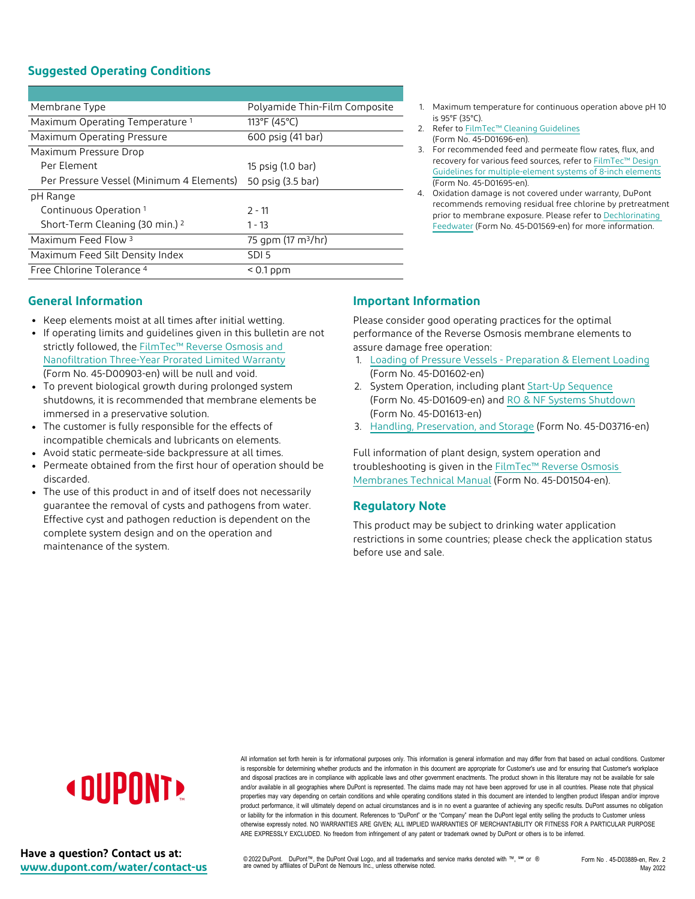## Suggested Operating Conditions

| | |
|---|---|
| Membrane Type | Polyamide Thin-Film Composite |
| Maximum Operating Temperature [1] | 113°F (45°C) |
| Maximum Operating Pressure | 600 psig (41 bar) |
| Maximum Pressure Drop | |
| Per Element | 15 psig (1.0 bar) |
| Per Pressure Vessel (Minimum 4 Elements) | 50 psig (3.5 bar) |
| pH Range | |
| Continuous Operation [1] | 2 - 11 |
| Short-Term Cleaning (30 min.) [2] | 1 - 13 |
| Maximum Feed Flow [3] | 75 gpm (17 $m^3$/hr) |
| Maximum Feed Silt Density Index | SDI 5 |
| Free Chlorine Tolerance [4] | < 0.1 ppm |

1. Maximum temperature for continuous operation above pH 10 is 95°F (35°C).
2. Refer to FilmTec™ Cleaning Guidelines (Form No. 45-D01696-en).
3. For recommended feed and permeate flow rates, flux, and recovery for various feed sources, refer to FilmTec™ Design Guidelines for multiple-element systems of 8-inch elements (Form No. 45-D01695-en).
4. Oxidation damage is not covered under warranty, DuPont recommends removing residual free chlorine by pretreatment prior to membrane exposure. Please refer to Dechlorinating Feedwater (Form No. 45-D01569-en) for more information.

## General Information

- Keep elements moist at all times after initial wetting.
- If operating limits and guidelines given in this bulletin are not strictly followed, the FilmTec™ Reverse Osmosis and Nanofiltration Three-Year Prorated Limited Warranty (Form No. 45-D00903-en) will be null and void.
- To prevent biological growth during prolonged system shutdowns, it is recommended that membrane elements be immersed in a preservative solution.
- The customer is fully responsible for the effects of incompatible chemicals and lubricants on elements.
- Avoid static permeate-side backpressure at all times.
- Permeate obtained from the first hour of operation should be discarded.
- The use of this product in and of itself does not necessarily guarantee the removal of cysts and pathogens from water. Effective cyst and pathogen reduction is dependent on the complete system design and on the operation and maintenance of the system.

## Important Information

Please consider good operating practices for the optimal performance of the Reverse Osmosis membrane elements to assure damage free operation:

1. Loading of Pressure Vessels - Preparation & Element Loading (Form No. 45-D01602-en)
2. System Operation, including plant Start-Up Sequence (Form No. 45-D01609-en) and RO & NF Systems Shutdown (Form No. 45-D01613-en)
3. Handling, Preservation, and Storage (Form No. 45-D03716-en)

Full information of plant design, system operation and troubleshooting is given in the FilmTec™ Reverse Osmosis Membranes Technical Manual (Form No. 45-D01504-en).

## Regulatory Note

This product may be subject to drinking water application restrictions in some countries; please check the application status before use and sale.

DUPONT

All information set forth herein is for informational purposes only. This information is general information and may differ from that based on actual conditions. Customer is responsible for determining whether products and the information in this document are appropriate for Customer's use and for ensuring that Customer's workplace and disposal practices are in compliance with applicable laws and other government enactments. The product shown in this literature may not be available for sale and/or available in all geographies where DuPont is represented. The claims made may not have been approved for use in all countries. Please note that physical properties may vary depending on certain conditions and while operating conditions stated in this document are intended to lengthen product lifespan and/or improve product performance, it will ultimately depend on actual circumstances and is in no event a guarantee of achieving any specific results. DuPont assumes no obligation or liability for the information in this document. References to "DuPont" or the "Company" mean the DuPont legal entity selling the products to Customer unless otherwise expressly noted. NO WARRANTIES ARE GIVEN; ALL IMPLIED WARRANTIES OF MERCHANTABILITY OR FITNESS FOR A PARTICULAR PURPOSE ARE EXPRESSLY EXCLUDED. No freedom from infringement of any patent or trademark owned by DuPont or others is to be inferred.

**Have a question? Contact us at:**
**www.dupont.com/water/contact-us**

© 2022 DuPont. DuPont™, the DuPont Oval Logo, and all trademarks and service marks denoted with ™, ℠ or ® are owned by affiliates of DuPont de Nemours Inc., unless otherwise noted.

Form No . 45-D03889-en, Rev. 2
May 2022